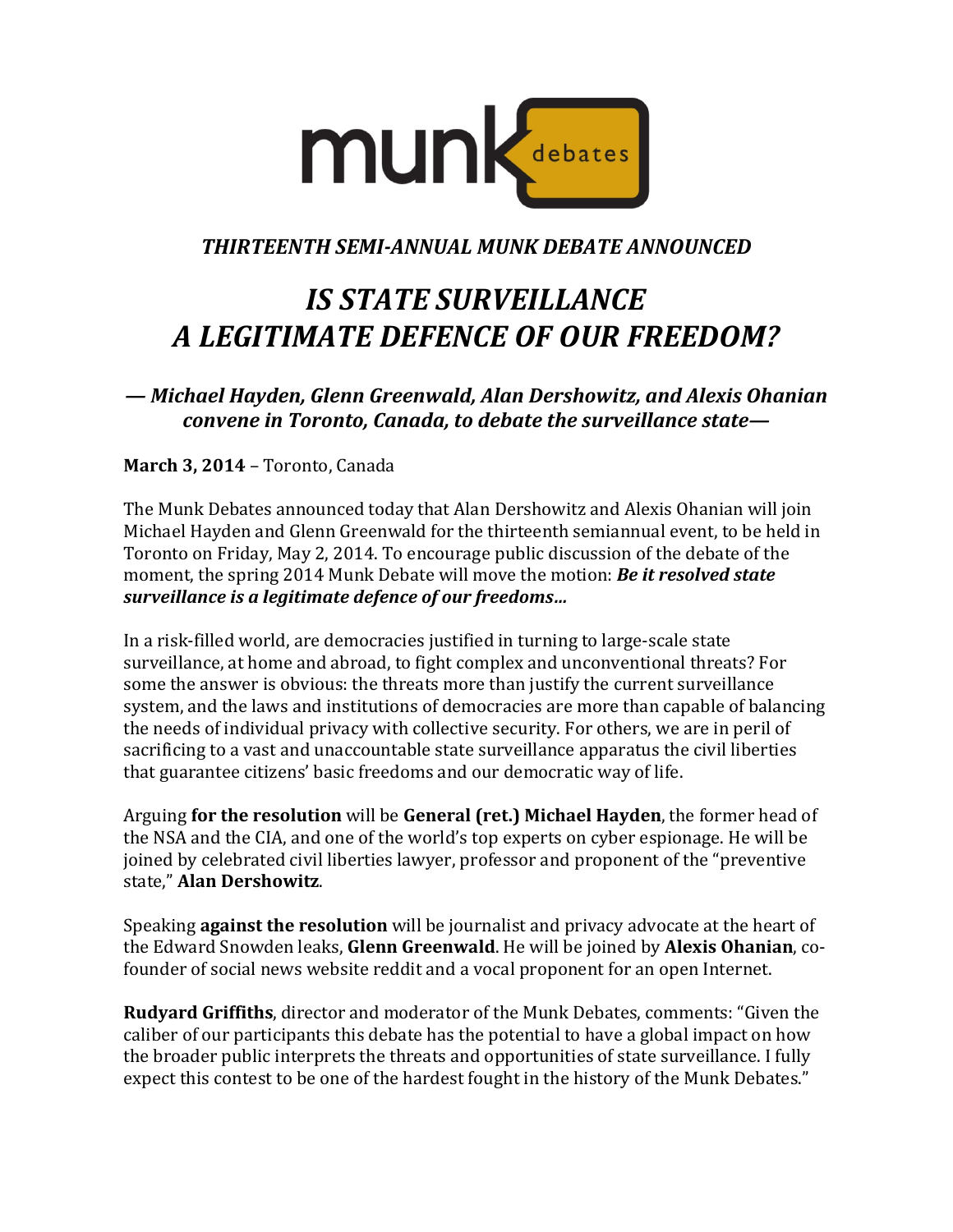munk debates

### *THIRTEENTH SEMI-ANNUAL MUNK DEBATE ANNOUNCED*

# *IS STATE SURVEILLANCE A LEGITIMATE DEFENCE OF OUR FREEDOM?*

### *— Michael Hayden, Glenn Greenwald, Alan Dershowitz, and Alexis Ohanian convene in Toronto, Canada, to debate the surveillance state—*

**March 3, 2014** – Toronto, Canada

The Munk Debates announced today that Alan Dershowitz and Alexis Ohanian will join Michael Hayden and Glenn Greenwald for the thirteenth semiannual event, to be held in Toronto on Friday, May 2, 2014. To encourage public discussion of the debate of the moment, the spring 2014 Munk Debate will move the motion: ***Be it resolved state surveillance is a legitimate defence of our freedoms…***

In a risk-filled world, are democracies justified in turning to large-scale state surveillance, at home and abroad, to fight complex and unconventional threats? For some the answer is obvious: the threats more than justify the current surveillance system, and the laws and institutions of democracies are more than capable of balancing the needs of individual privacy with collective security. For others, we are in peril of sacrificing to a vast and unaccountable state surveillance apparatus the civil liberties that guarantee citizens' basic freedoms and our democratic way of life.

Arguing **for the resolution** will be **General (ret.) Michael Hayden**, the former head of the NSA and the CIA, and one of the world's top experts on cyber espionage. He will be joined by celebrated civil liberties lawyer, professor and proponent of the "preventive state," **Alan Dershowitz**.

Speaking **against the resolution** will be journalist and privacy advocate at the heart of the Edward Snowden leaks, **Glenn Greenwald**. He will be joined by **Alexis Ohanian**, co-founder of social news website reddit and a vocal proponent for an open Internet.

**Rudyard Griffiths**, director and moderator of the Munk Debates, comments: "Given the caliber of our participants this debate has the potential to have a global impact on how the broader public interprets the threats and opportunities of state surveillance. I fully expect this contest to be one of the hardest fought in the history of the Munk Debates."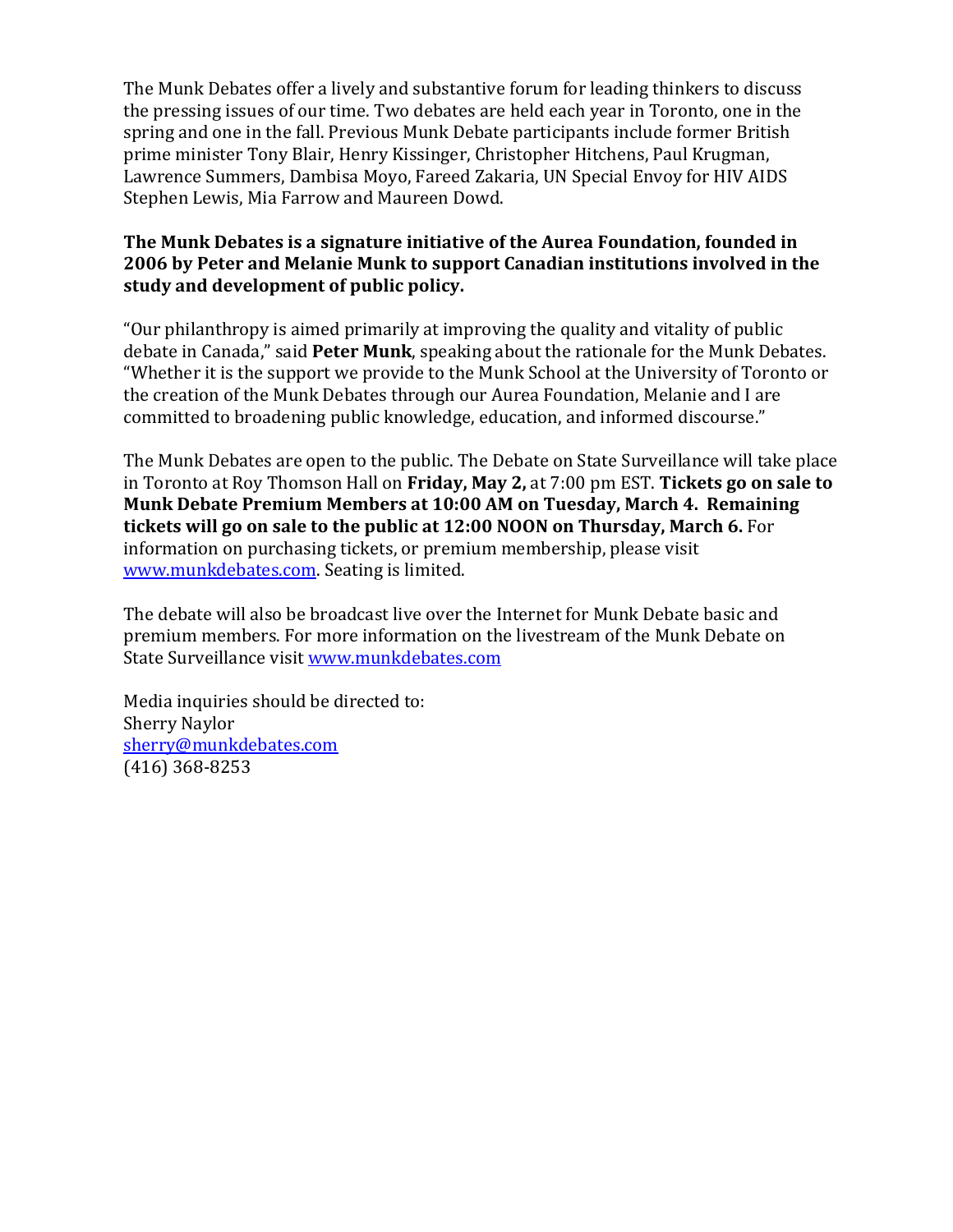The Munk Debates offer a lively and substantive forum for leading thinkers to discuss the pressing issues of our time. Two debates are held each year in Toronto, one in the spring and one in the fall. Previous Munk Debate participants include former British prime minister Tony Blair, Henry Kissinger, Christopher Hitchens, Paul Krugman, Lawrence Summers, Dambisa Moyo, Fareed Zakaria, UN Special Envoy for HIV AIDS Stephen Lewis, Mia Farrow and Maureen Dowd.

**The Munk Debates is a signature initiative of the Aurea Foundation, founded in 2006 by Peter and Melanie Munk to support Canadian institutions involved in the study and development of public policy.**

"Our philanthropy is aimed primarily at improving the quality and vitality of public debate in Canada," said **Peter Munk**, speaking about the rationale for the Munk Debates. "Whether it is the support we provide to the Munk School at the University of Toronto or the creation of the Munk Debates through our Aurea Foundation, Melanie and I are committed to broadening public knowledge, education, and informed discourse."

The Munk Debates are open to the public. The Debate on State Surveillance will take place in Toronto at Roy Thomson Hall on **Friday, May 2,** at 7:00 pm EST. **Tickets go on sale to Munk Debate Premium Members at 10:00 AM on Tuesday, March 4. Remaining tickets will go on sale to the public at 12:00 NOON on Thursday, March 6.** For information on purchasing tickets, or premium membership, please visit www.munkdebates.com. Seating is limited.

The debate will also be broadcast live over the Internet for Munk Debate basic and premium members. For more information on the livestream of the Munk Debate on State Surveillance visit www.munkdebates.com

Media inquiries should be directed to:
Sherry Naylor
sherry@munkdebates.com
(416) 368-8253